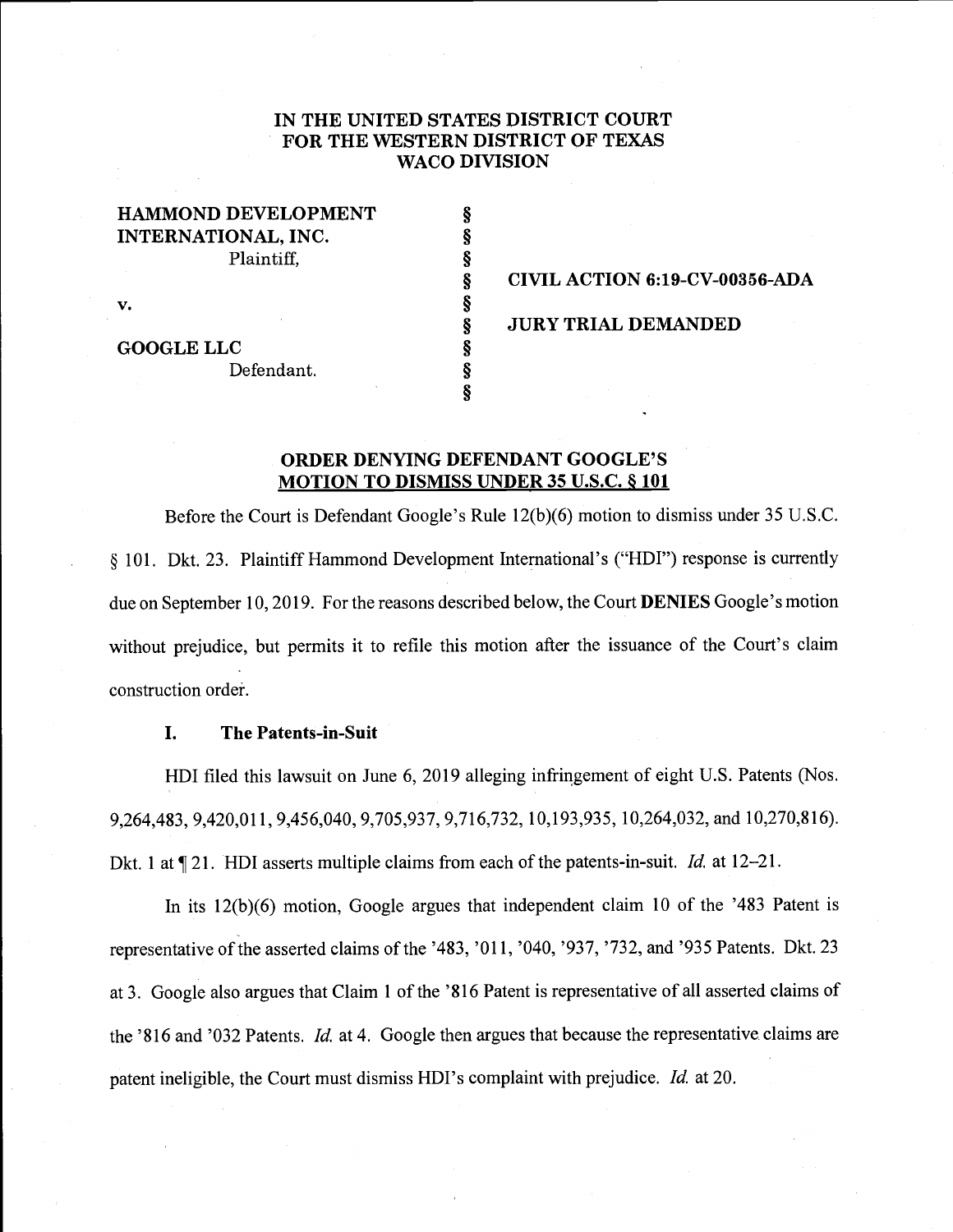# IN THE UNITED STATES DISTRICT COURT FOR THE WESTERN DISTRICT OF TEXAS WACO DIVISION

| | | |
|---|---|---|
| **HAMMOND DEVELOPMENT INTERNATIONAL, INC.** Plaintiff, | § | |
| | § | **CIVIL ACTION 6:19-CV-00356-ADA** |
| v. | § | |
| | § | **JURY TRIAL DEMANDED** |
| **GOOGLE LLC** Defendant. | § | |

## ORDER DENYING DEFENDANT GOOGLE'S MOTION TO DISMISS UNDER 35 U.S.C. § 101

Before the Court is Defendant Google's Rule 12(b)(6) motion to dismiss under 35 U.S.C. § 101. Dkt. 23. Plaintiff Hammond Development International's ("HDI") response is currently due on September 10, 2019. For the reasons described below, the Court **DENIES** Google's motion without prejudice, but permits it to refile this motion after the issuance of the Court's claim construction order.

### I. The Patents-in-Suit

HDI filed this lawsuit on June 6, 2019 alleging infringement of eight U.S. Patents (Nos. 9,264,483, 9,420,011, 9,456,040, 9,705,937, 9,716,732, 10,193,935, 10,264,032, and 10,270,816). Dkt. 1 at ¶ 21. HDI asserts multiple claims from each of the patents-in-suit. *Id.* at 12–21.

In its 12(b)(6) motion, Google argues that independent claim 10 of the '483 Patent is representative of the asserted claims of the '483, '011, '040, '937, '732, and '935 Patents. Dkt. 23 at 3. Google also argues that Claim 1 of the '816 Patent is representative of all asserted claims of the '816 and '032 Patents. *Id.* at 4. Google then argues that because the representative claims are patent ineligible, the Court must dismiss HDI's complaint with prejudice. *Id.* at 20.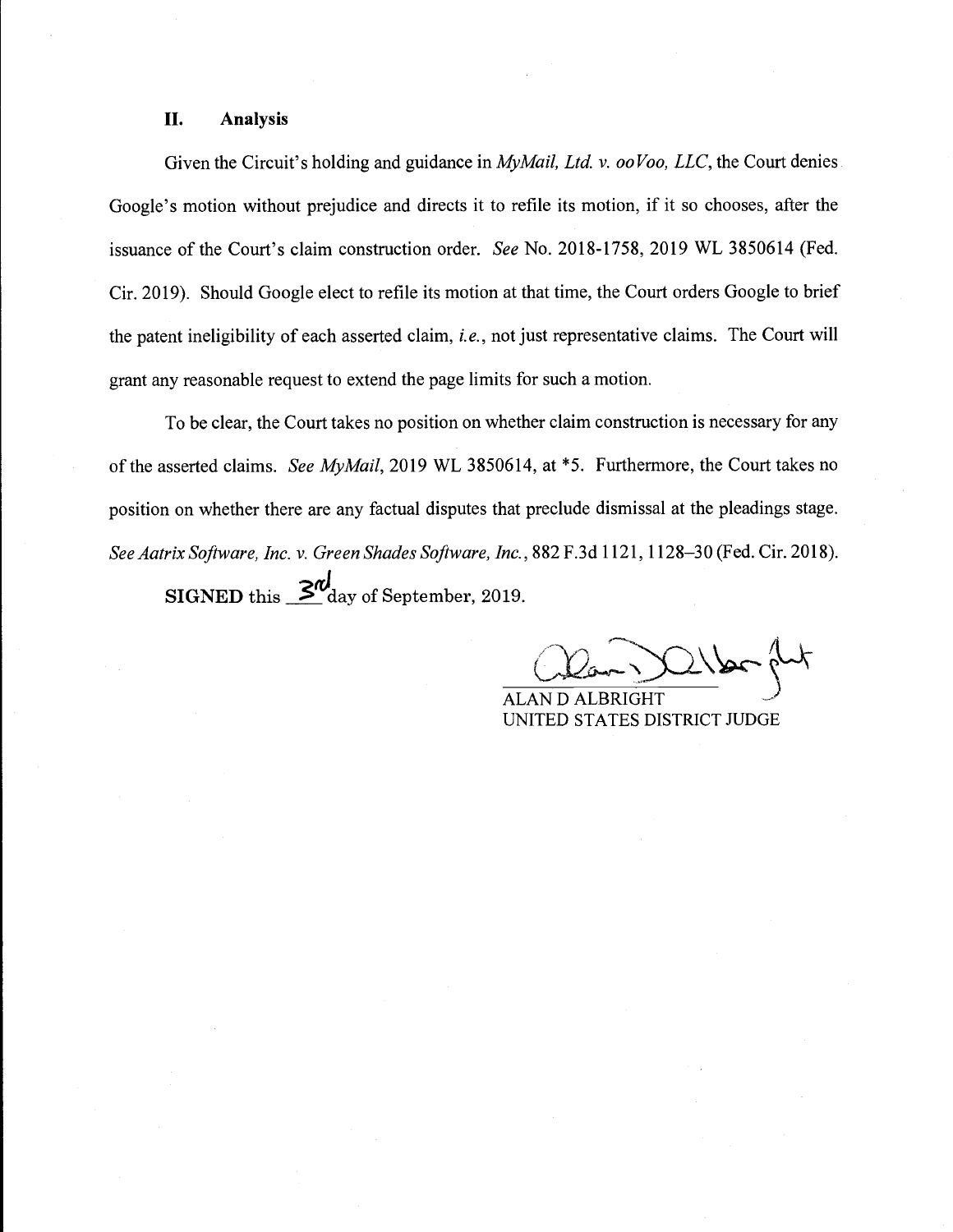## II. Analysis

Given the Circuit's holding and guidance in *MyMail, Ltd. v. ooVoo, LLC*, the Court denies Google's motion without prejudice and directs it to refile its motion, if it so chooses, after the issuance of the Court's claim construction order. *See* No. 2018-1758, 2019 WL 3850614 (Fed. Cir. 2019). Should Google elect to refile its motion at that time, the Court orders Google to brief the patent ineligibility of each asserted claim, *i.e.*, not just representative claims. The Court will grant any reasonable request to extend the page limits for such a motion.

To be clear, the Court takes no position on whether claim construction is necessary for any of the asserted claims. *See MyMail*, 2019 WL 3850614, at *5. Furthermore, the Court takes no position on whether there are any factual disputes that preclude dismissal at the pleadings stage. *See Aatrix Software, Inc. v. Green Shades Software, Inc.*, 882 F.3d 1121, 1128–30 (Fed. Cir. 2018).

**SIGNED** this 3rd day of September, 2019.

ALAN D ALBRIGHT
UNITED STATES DISTRICT JUDGE